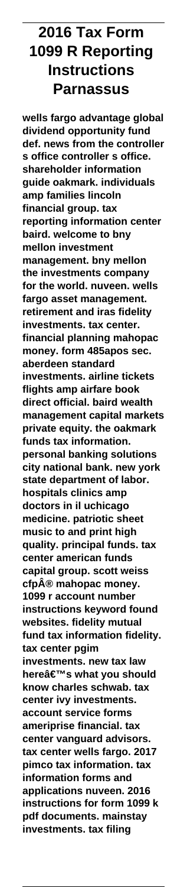# 2016 Tax Form 1099 R Reporting Instructions Parnassus

**wells fargo advantage global dividend opportunity fund def. news from the controller s office controller s office. shareholder information guide oakmark. individuals amp families lincoln financial group. tax reporting information center baird. welcome to bny mellon investment management. bny mellon the investments company for the world. nuveen. wells fargo asset management. retirement and iras fidelity investments. tax center. financial planning mahopac money. form 485apos sec. aberdeen standard investments. airline tickets flights amp airfare book direct official. baird wealth management capital markets private equity. the oakmark funds tax information. personal banking solutions city national bank. new york state department of labor. hospitals clinics amp doctors in il uchicago medicine. patriotic sheet music to and print high quality. principal funds. tax center american funds capital group. scott weiss cfp® mahopac money. 1099 r account number instructions keyword found websites. fidelity mutual fund tax information fidelity. tax center pgim investments. new tax law here's what you should know charles schwab. tax center ivy investments. account service forms ameriprise financial. tax center vanguard advisors. tax center wells fargo. 2017 pimco tax information. tax information forms and applications nuveen. 2016 instructions for form 1099 k pdf documents. mainstay investments. tax filing**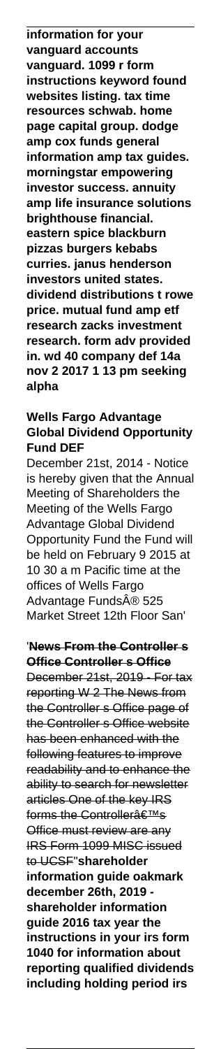**information for your vanguard accounts vanguard. 1099 r form instructions keyword found websites listing. tax time resources schwab. home page capital group. dodge amp cox funds general information amp tax guides. morningstar empowering investor success. annuity amp life insurance solutions brighthouse financial. eastern spice blackburn pizzas burgers kebabs curries. janus henderson investors united states. dividend distributions t rowe price. mutual fund amp etf research zacks investment research. form adv provided in. wd 40 company def 14a nov 2 2017 1 13 pm seeking alpha**

## Wells Fargo Advantage Global Dividend Opportunity Fund DEF

December 21st, 2014 - Notice is hereby given that the Annual Meeting of Shareholders the Meeting of the Wells Fargo Advantage Global Dividend Opportunity Fund the Fund will be held on February 9 2015 at 10 30 a m Pacific time at the offices of Wells Fargo Advantage FundsÂ® 525 Market Street 12th Floor San'

'**News From the Controller s Office Controller s Office**

~~December 21st, 2019 - For tax reporting W 2 The News from the Controller s Office page of the Controller s Office website has been enhanced with the following features to improve readability and to enhance the ability to search for newsletter articles One of the key IRS forms the Controllerâ€™s Office must review are any IRS Form 1099 MISC issued to UCSF~~''**shareholder information guide oakmark december 26th, 2019 - shareholder information guide 2016 tax year the instructions in your irs form 1040 for information about reporting qualified dividends including holding period irs**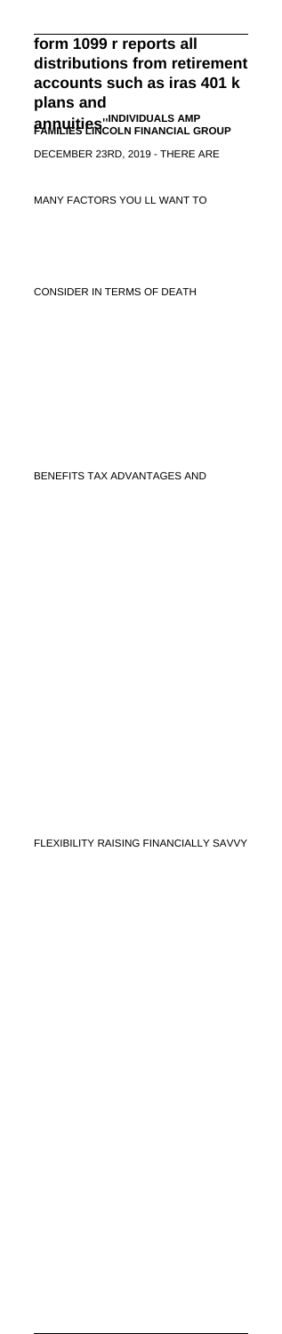**form 1099 r reports all distributions from retirement accounts such as iras 401 k plans and annuities**''INDIVIDUALS AMP FAMILIES LINCOLN FINANCIAL GROUP

DECEMBER 23RD, 2019 - THERE ARE MANY FACTORS YOU LL WANT TO CONSIDER IN TERMS OF DEATH BENEFITS TAX ADVANTAGES AND FLEXIBILITY RAISING FINANCIALLY SAVVY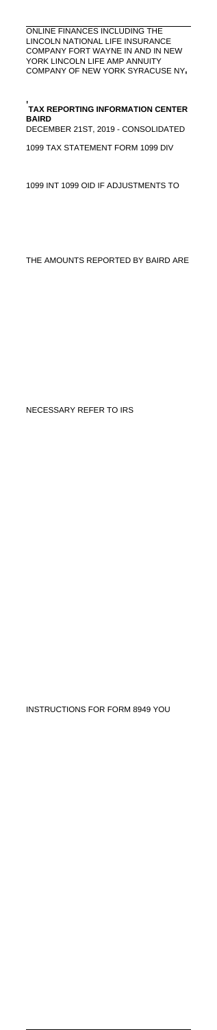ONLINE FINANCES INCLUDING THE LINCOLN NATIONAL LIFE INSURANCE COMPANY FORT WAYNE IN AND IN NEW YORK LINCOLN LIFE AMP ANNUITY COMPANY OF NEW YORK SYRACUSE NY**,**

**'**
**TAX REPORTING INFORMATION CENTER BAIRD**

DECEMBER 21ST, 2019 - CONSOLIDATED 1099 TAX STATEMENT FORM 1099 DIV 1099 INT 1099 OID IF ADJUSTMENTS TO THE AMOUNTS REPORTED BY BAIRD ARE NECESSARY REFER TO IRS INSTRUCTIONS FOR FORM 8949 YOU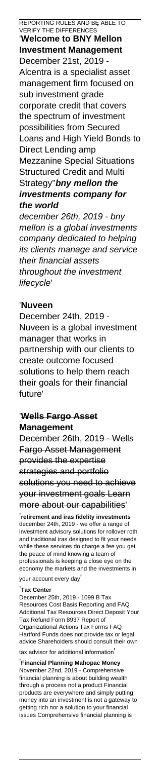REPORTING RULES AND BE ABLE TO VERIFY THE DIFFERENCES

'**Welcome to BNY Mellon Investment Management**

December 21st, 2019 - Alcentra is a specialist asset management firm focused on sub investment grade corporate credit that covers the spectrum of investment possibilities from Secured Loans and High Yield Bonds to Direct Lending amp Mezzanine Special Situations Structured Credit and Multi Strategy''***bny mellon the investments company for the world***

*december 26th, 2019 - bny mellon is a global investments company dedicated to helping its clients manage and service their financial assets throughout the investment lifecycle*'

'**Nuveen**

December 24th, 2019 - Nuveen is a global investment manager that works in partnership with our clients to create outcome focused solutions to help them reach their goals for their financial future'

'**Wells Fargo Asset Management**

~~December 26th, 2019 - Wells Fargo Asset Management provides the expertise strategies and portfolio solutions you need to achieve your investment goals Learn more about our capabilities~~'

'**retirement and iras fidelity investments**

december 24th, 2019 - we offer a range of investment advisory solutions for rollover roth and traditional iras designed to fit your needs while these services do charge a fee you get the peace of mind knowing a team of professionals is keeping a close eye on the economy the markets and the investments in your account every day'

'**Tax Center**

December 25th, 2019 - 1099 B Tax Resources Cost Basis Reporting and FAQ Additional Tax Resources Direct Deposit Your Tax Refund Form 8937 Report of Organizational Actions Tax Forms FAQ Hartford Funds does not provide tax or legal advice Shareholders should consult their own tax advisor for additional information'

'**Financial Planning Mahopac Money**

November 22nd, 2019 - Comprehensive financial planning is about building wealth through a process not a product Financial products are everywhere and simply putting money into an investment is not a gateway to getting rich nor a solution to your financial issues Comprehensive financial planning is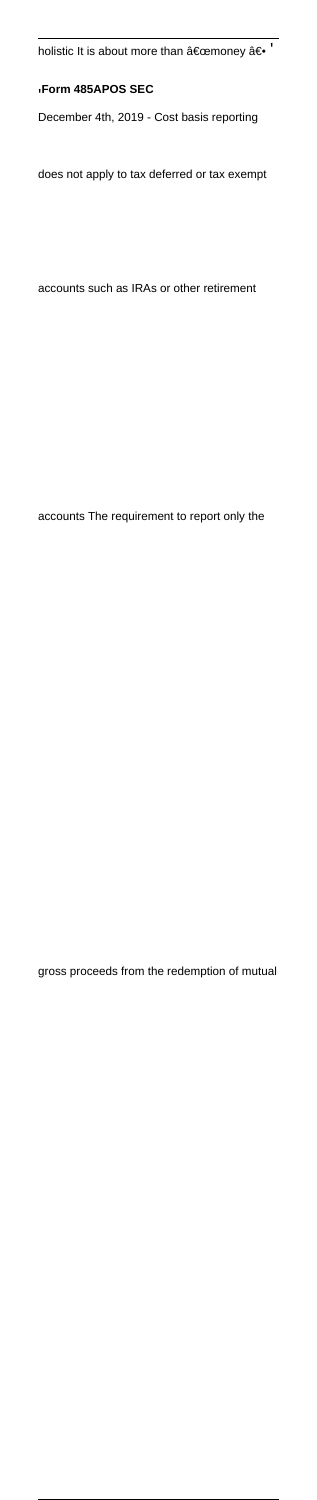holistic It is about more than â€œmoney â€• '

'**Form 485APOS SEC**

December 4th, 2019 - Cost basis reporting

does not apply to tax deferred or tax exempt

accounts such as IRAs or other retirement

accounts The requirement to report only the

gross proceeds from the redemption of mutual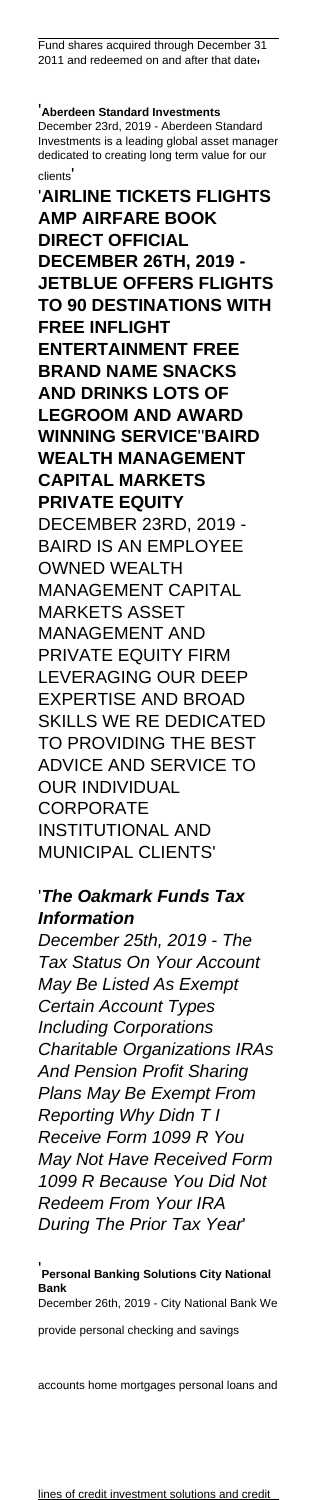Fund shares acquired through December 31 2011 and redeemed on and after that date'

'**Aberdeen Standard Investments**
December 23rd, 2019 - Aberdeen Standard Investments is a leading global asset manager dedicated to creating long term value for our clients'

'**AIRLINE TICKETS FLIGHTS AMP AIRFARE BOOK DIRECT OFFICIAL**
**DECEMBER 26TH, 2019 - JETBLUE OFFERS FLIGHTS TO 90 DESTINATIONS WITH FREE INFLIGHT ENTERTAINMENT FREE BRAND NAME SNACKS AND DRINKS LOTS OF LEGROOM AND AWARD WINNING SERVICE**''**BAIRD WEALTH MANAGEMENT CAPITAL MARKETS PRIVATE EQUITY**
DECEMBER 23RD, 2019 - BAIRD IS AN EMPLOYEE OWNED WEALTH MANAGEMENT CAPITAL MARKETS ASSET MANAGEMENT AND PRIVATE EQUITY FIRM LEVERAGING OUR DEEP EXPERTISE AND BROAD SKILLS WE RE DEDICATED TO PROVIDING THE BEST ADVICE AND SERVICE TO OUR INDIVIDUAL CORPORATE INSTITUTIONAL AND MUNICIPAL CLIENTS'

'***The Oakmark Funds Tax Information***
*December 25th, 2019 - The Tax Status On Your Account May Be Listed As Exempt Certain Account Types Including Corporations Charitable Organizations IRAs And Pension Profit Sharing Plans May Be Exempt From Reporting Why Didn T I Receive Form 1099 R You May Not Have Received Form 1099 R Because You Did Not Redeem From Your IRA During The Prior Tax Year*'

'**Personal Banking Solutions City National Bank**
December 26th, 2019 - City National Bank We provide personal checking and savings accounts home mortgages personal loans and lines of credit investment solutions and credit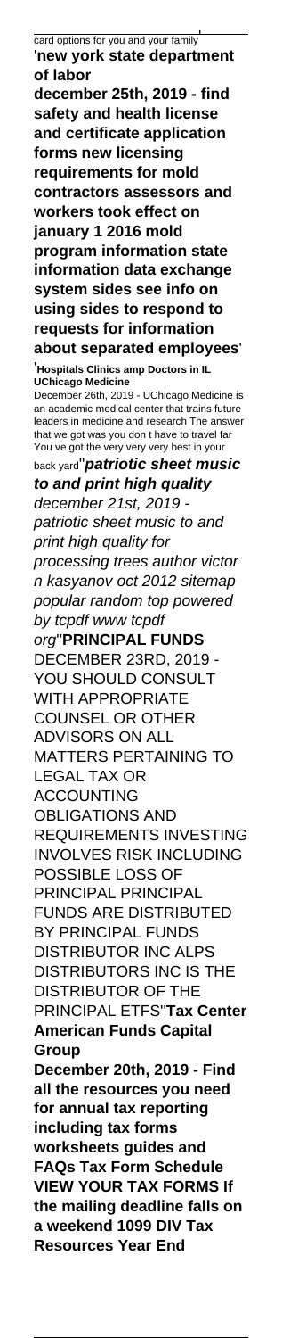card options for you and your family'

'**new york state department of labor**

**december 25th, 2019 - find safety and health license and certificate application forms new licensing requirements for mold contractors assessors and workers took effect on january 1 2016 mold program information state information data exchange system sides see info on using sides to respond to requests for information about separated employees**'

'**Hospitals Clinics amp Doctors in IL UChicago Medicine**

December 26th, 2019 - UChicago Medicine is an academic medical center that trains future leaders in medicine and research The answer that we got was you don t have to travel far You ve got the very very very best in your back yard''***patriotic sheet music to and print high quality***

*december 21st, 2019 - patriotic sheet music to and print high quality for processing trees author victor n kasyanov oct 2012 sitemap popular random top powered by tcpdf www tcpdf org*''**PRINCIPAL FUNDS**

DECEMBER 23RD, 2019 - YOU SHOULD CONSULT WITH APPROPRIATE COUNSEL OR OTHER ADVISORS ON ALL MATTERS PERTAINING TO LEGAL TAX OR ACCOUNTING OBLIGATIONS AND REQUIREMENTS INVESTING INVOLVES RISK INCLUDING POSSIBLE LOSS OF PRINCIPAL PRINCIPAL FUNDS ARE DISTRIBUTED BY PRINCIPAL FUNDS DISTRIBUTOR INC ALPS DISTRIBUTORS INC IS THE DISTRIBUTOR OF THE PRINCIPAL ETFS''**Tax Center American Funds Capital Group**

**December 20th, 2019 - Find all the resources you need for annual tax reporting including tax forms worksheets guides and FAQs Tax Form Schedule VIEW YOUR TAX FORMS If the mailing deadline falls on a weekend 1099 DIV Tax Resources Year End**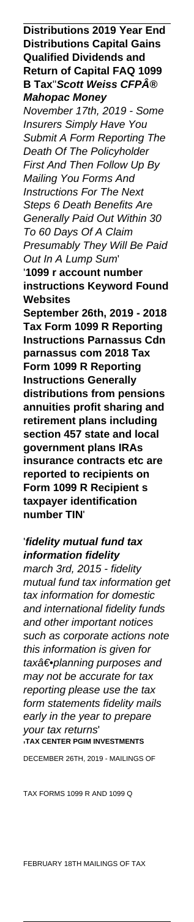**Distributions 2019 Year End Distributions Capital Gains Qualified Dividends and Return of Capital FAQ 1099 B Tax**''***Scott Weiss CFP® Mahopac Money***

*November 17th, 2019 - Some Insurers Simply Have You Submit A Form Reporting The Death Of The Policyholder First And Then Follow Up By Mailing You Forms And Instructions For The Next Steps 6 Death Benefits Are Generally Paid Out Within 30 To 60 Days Of A Claim Presumably They Will Be Paid Out In A Lump Sum*'

'**1099 r account number instructions Keyword Found Websites**

**September 26th, 2019 - 2018 Tax Form 1099 R Reporting Instructions Parnassus Cdn parnassus com 2018 Tax Form 1099 R Reporting Instructions Generally distributions from pensions annuities profit sharing and retirement plans including section 457 state and local government plans IRAs insurance contracts etc are reported to recipients on Form 1099 R Recipient s taxpayer identification number TIN**'

'***fidelity mutual fund tax information fidelity***

*march 3rd, 2015 - fidelity mutual fund tax information get tax information for domestic and international fidelity funds and other important notices such as corporate actions note this information is given for tax―planning purposes and may not be accurate for tax reporting please use the tax form statements fidelity mails early in the year to prepare your tax returns*'

'**TAX CENTER PGIM INVESTMENTS**

DECEMBER 26TH, 2019 - MAILINGS OF TAX FORMS 1099 R AND 1099 Q FEBRUARY 18TH MAILINGS OF TAX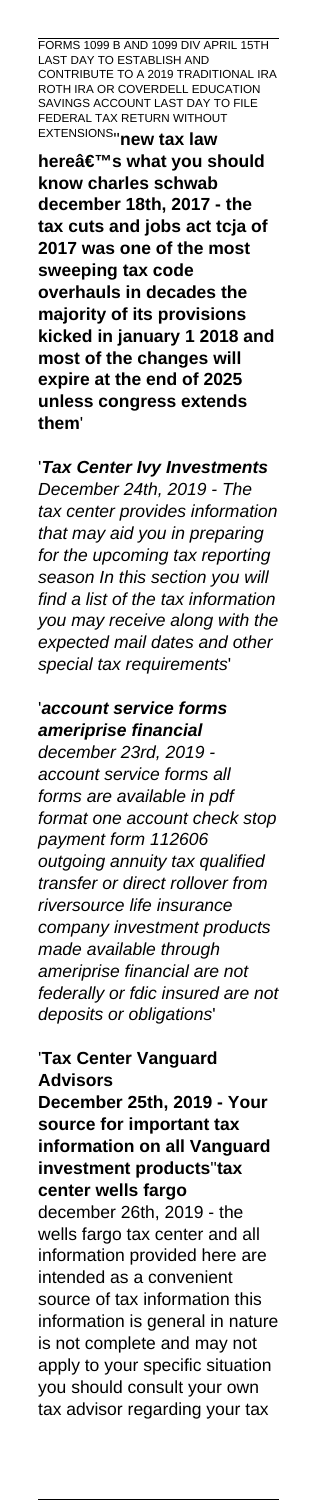FORMS 1099 B AND 1099 DIV APRIL 15TH LAST DAY TO ESTABLISH AND CONTRIBUTE TO A 2019 TRADITIONAL IRA ROTH IRA OR COVERDELL EDUCATION SAVINGS ACCOUNT LAST DAY TO FILE FEDERAL TAX RETURN WITHOUT EXTENSIONS''**new tax law hereâ€™s what you should know charles schwab december 18th, 2017 - the tax cuts and jobs act tcja of 2017 was one of the most sweeping tax code overhauls in decades the majority of its provisions kicked in january 1 2018 and most of the changes will expire at the end of 2025 unless congress extends them**'

'***Tax Center Ivy Investments***
*December 24th, 2019 - The tax center provides information that may aid you in preparing for the upcoming tax reporting season In this section you will find a list of the tax information you may receive along with the expected mail dates and other special tax requirements*'

'***account service forms ameriprise financial***
*december 23rd, 2019 - account service forms all forms are available in pdf format one account check stop payment form 112606 outgoing annuity tax qualified transfer or direct rollover from riversource life insurance company investment products made available through ameriprise financial are not federally or fdic insured are not deposits or obligations*'

'**Tax Center Vanguard Advisors**
**December 25th, 2019 - Your source for important tax information on all Vanguard investment products**''**tax center wells fargo**
december 26th, 2019 - the wells fargo tax center and all information provided here are intended as a convenient source of tax information this information is general in nature is not complete and may not apply to your specific situation you should consult your own tax advisor regarding your tax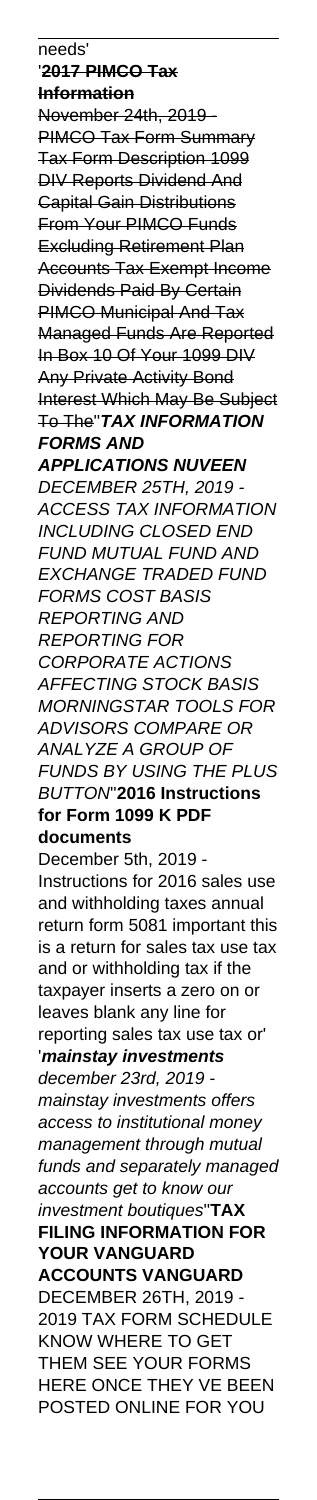needs'

'**2017 PIMCO Tax Information**

November 24th, 2019 - PIMCO Tax Form Summary Tax Form Description 1099 DIV Reports Dividend And Capital Gain Distributions From Your PIMCO Funds Excluding Retirement Plan Accounts Tax Exempt Income Dividends Paid By Certain PIMCO Municipal And Tax Managed Funds Are Reported In Box 10 Of Your 1099 DIV Any Private Activity Bond Interest Which May Be Subject To The''***TAX INFORMATION FORMS AND APPLICATIONS NUVEEN***

*DECEMBER 25TH, 2019 - ACCESS TAX INFORMATION INCLUDING CLOSED END FUND MUTUAL FUND AND EXCHANGE TRADED FUND FORMS COST BASIS REPORTING AND REPORTING FOR CORPORATE ACTIONS AFFECTING STOCK BASIS MORNINGSTAR TOOLS FOR ADVISORS COMPARE OR ANALYZE A GROUP OF FUNDS BY USING THE PLUS BUTTON*''**2016 Instructions for Form 1099 K PDF documents**

December 5th, 2019 - Instructions for 2016 sales use and withholding taxes annual return form 5081 important this is a return for sales tax use tax and or withholding tax if the taxpayer inserts a zero on or leaves blank any line for reporting sales tax use tax or'

'***mainstay investments***

*december 23rd, 2019 - mainstay investments offers access to institutional money management through mutual funds and separately managed accounts get to know our investment boutiques*''**TAX FILING INFORMATION FOR YOUR VANGUARD ACCOUNTS VANGUARD**

DECEMBER 26TH, 2019 - 2019 TAX FORM SCHEDULE KNOW WHERE TO GET THEM SEE YOUR FORMS HERE ONCE THEY VE BEEN POSTED ONLINE FOR YOU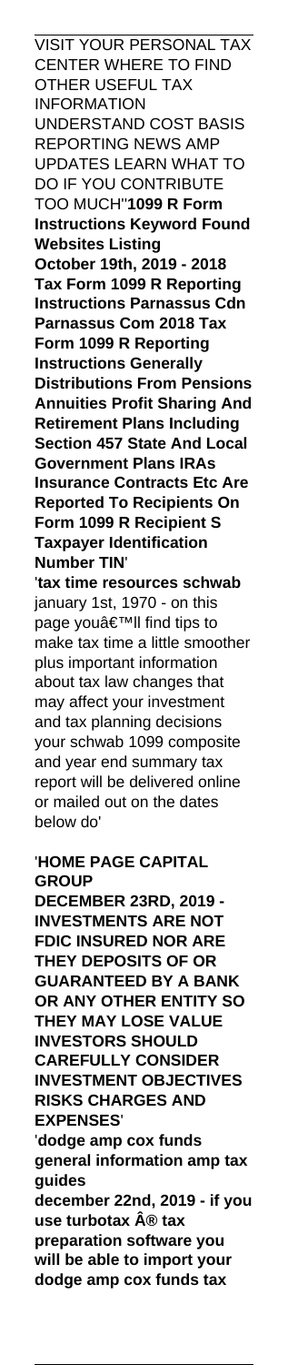VISIT YOUR PERSONAL TAX CENTER WHERE TO FIND OTHER USEFUL TAX INFORMATION UNDERSTAND COST BASIS REPORTING NEWS AMP UPDATES LEARN WHAT TO DO IF YOU CONTRIBUTE TOO MUCH''**1099 R Form Instructions Keyword Found Websites Listing**
**October 19th, 2019 - 2018 Tax Form 1099 R Reporting Instructions Parnassus Cdn Parnassus Com 2018 Tax Form 1099 R Reporting Instructions Generally Distributions From Pensions Annuities Profit Sharing And Retirement Plans Including Section 457 State And Local Government Plans IRAs Insurance Contracts Etc Are Reported To Recipients On Form 1099 R Recipient S Taxpayer Identification Number TIN**'

'**tax time resources schwab**
january 1st, 1970 - on this page youâ€™ll find tips to make tax time a little smoother plus important information about tax law changes that may affect your investment and tax planning decisions your schwab 1099 composite and year end summary tax report will be delivered online or mailed out on the dates below do'

'**HOME PAGE CAPITAL GROUP**
**DECEMBER 23RD, 2019 - INVESTMENTS ARE NOT FDIC INSURED NOR ARE THEY DEPOSITS OF OR GUARANTEED BY A BANK OR ANY OTHER ENTITY SO THEY MAY LOSE VALUE INVESTORS SHOULD CAREFULLY CONSIDER INVESTMENT OBJECTIVES RISKS CHARGES AND EXPENSES**'

'**dodge amp cox funds general information amp tax guides**
**december 22nd, 2019 - if you use turbotax Â® tax preparation software you will be able to import your dodge amp cox funds tax**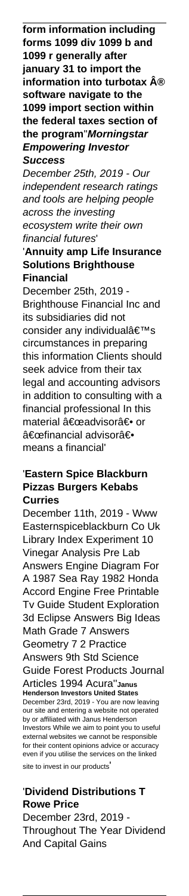**form information including forms 1099 div 1099 b and 1099 r generally after january 31 to import the information into turbotax Â® software navigate to the 1099 import section within the federal taxes section of the program**''**Morningstar Empowering Investor Success**

*December 25th, 2019 - Our independent research ratings and tools are helping people across the investing ecosystem write their own financial futures*'

'**Annuity amp Life Insurance Solutions Brighthouse Financial**

December 25th, 2019 - Brighthouse Financial Inc and its subsidiaries did not consider any individualâ€™s circumstances in preparing this information Clients should seek advice from their tax legal and accounting advisors in addition to consulting with a financial professional In this material â€œadvisorâ€• or â€œfinancial advisorâ€• means a financial'

'**Eastern Spice Blackburn Pizzas Burgers Kebabs Curries**

December 11th, 2019 - Www Easternspiceblackburn Co Uk Library Index Experiment 10 Vinegar Analysis Pre Lab Answers Engine Diagram For A 1987 Sea Ray 1982 Honda Accord Engine Free Printable Tv Guide Student Exploration 3d Eclipse Answers Big Ideas Math Grade 7 Answers Geometry 7 2 Practice Answers 9th Std Science Guide Forest Products Journal Articles 1994 Acura''**Janus Henderson Investors United States**

December 23rd, 2019 - You are now leaving our site and entering a website not operated by or affiliated with Janus Henderson Investors While we aim to point you to useful external websites we cannot be responsible for their content opinions advice or accuracy even if you utilise the services on the linked site to invest in our products'

'**Dividend Distributions T Rowe Price**

December 23rd, 2019 - Throughout The Year Dividend And Capital Gains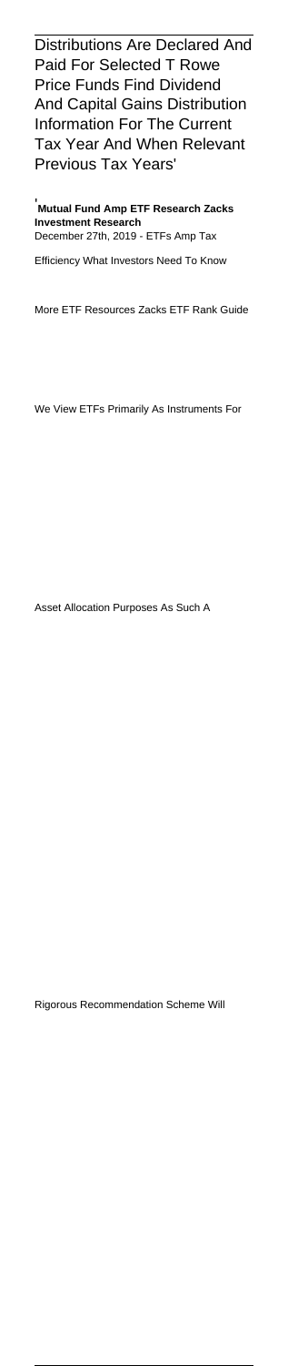Distributions Are Declared And Paid For Selected T Rowe Price Funds Find Dividend And Capital Gains Distribution Information For The Current Tax Year And When Relevant Previous Tax Years'

'**Mutual Fund Amp ETF Research Zacks Investment Research**
December 27th, 2019 - ETFs Amp Tax Efficiency What Investors Need To Know

More ETF Resources Zacks ETF Rank Guide

We View ETFs Primarily As Instruments For

Asset Allocation Purposes As Such A

Rigorous Recommendation Scheme Will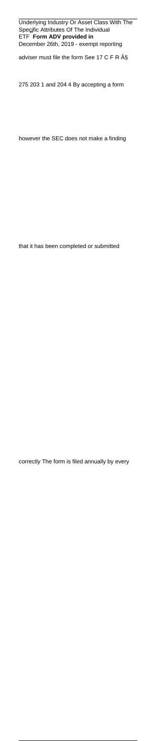Underlying Industry Or Asset Class With The Specific Attributes Of The Individual ETF **Form ADV provided in** December 26th, 2019 - exempt reporting adviser must file the form See 17 C F R Â§ 275 203 1 and 204 4 By accepting a form however the SEC does not make a finding that it has been completed or submitted correctly The form is filed annually by every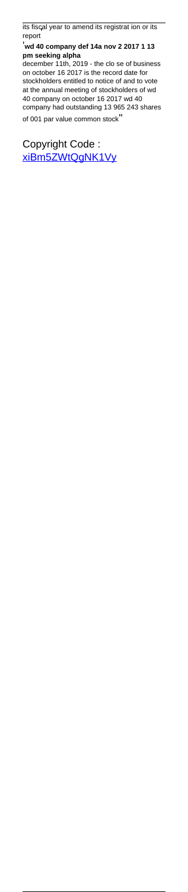its fiscal year to amend its registrat ion or its report

'**wd 40 company def 14a nov 2 2017 1 13 pm seeking alpha**

december 11th, 2019 - the clo se of business on october 16 2017 is the record date for stockholders entitled to notice of and to vote at the annual meeting of stockholders of wd 40 company on october 16 2017 wd 40 company had outstanding 13 965 243 shares of 001 par value common stock''

Copyright Code : xiBm5ZWtQgNK1Vy